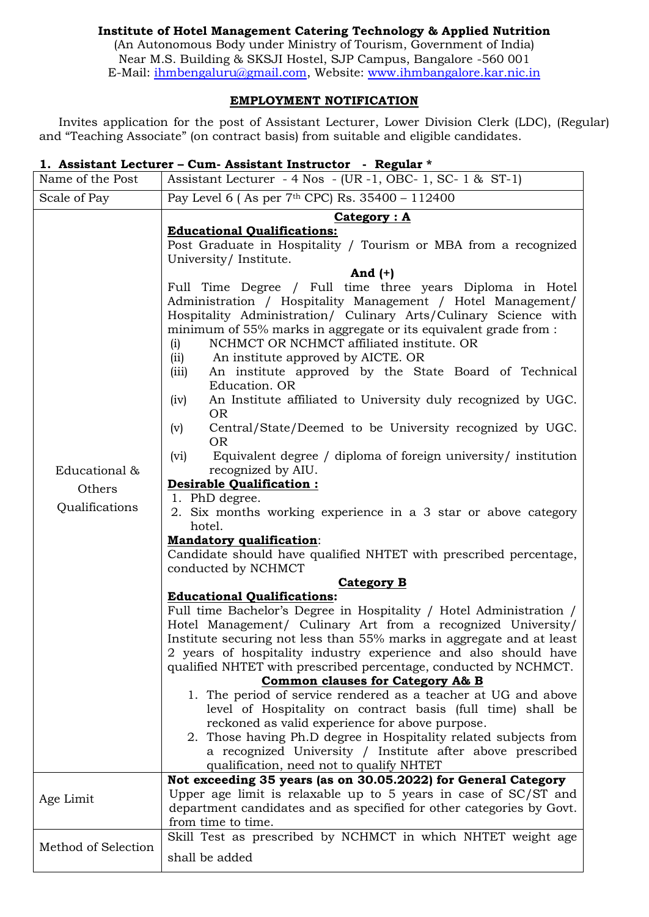**Institute of Hotel Management Catering Technology & Applied Nutrition**

(An Autonomous Body under Ministry of Tourism, Government of India)
Near M.S. Building & SKSJI Hostel, SJP Campus, Bangalore -560 001
E-Mail: ihmbengaluru@gmail.com, Website: www.ihmbangalore.kar.nic.in

## EMPLOYMENT NOTIFICATION

Invites application for the post of Assistant Lecturer, Lower Division Clerk (LDC), (Regular) and "Teaching Associate" (on contract basis) from suitable and eligible candidates.

### 1. Assistant Lecturer – Cum- Assistant Instructor - Regular *

| | |
|---|---|
| Name of the Post | Assistant Lecturer - 4 Nos - (UR -1, OBC- 1, SC- 1 & ST-1) |
| Scale of Pay | Pay Level 6 ( As per 7th CPC) Rs. 35400 – 112400 |
| Educational & Others Qualifications | **Category : A**<br>**Educational Qualifications:**<br>Post Graduate in Hospitality / Tourism or MBA from a recognized University/ Institute.<br>**And (+)**<br>Full Time Degree / Full time three years Diploma in Hotel Administration / Hospitality Management / Hotel Management/ Hospitality Administration/ Culinary Arts/Culinary Science with minimum of 55% marks in aggregate or its equivalent grade from :<br>(i) NCHMCT OR NCHMCT affiliated institute. OR<br>(ii) An institute approved by AICTE. OR<br>(iii) An institute approved by the State Board of Technical Education. OR<br>(iv) An Institute affiliated to University duly recognized by UGC. OR<br>(v) Central/State/Deemed to be University recognized by UGC. OR<br>(vi) Equivalent degree / diploma of foreign university/ institution recognized by AIU.<br>**Desirable Qualification :**<br>1. PhD degree.<br>2. Six months working experience in a 3 star or above category hotel.<br>**Mandatory qualification**:<br>Candidate should have qualified NHTET with prescribed percentage, conducted by NCHMCT<br>**Category B**<br>**Educational Qualifications:**<br>Full time Bachelor's Degree in Hospitality / Hotel Administration / Hotel Management/ Culinary Art from a recognized University/ Institute securing not less than 55% marks in aggregate and at least 2 years of hospitality industry experience and also should have qualified NHTET with prescribed percentage, conducted by NCHMCT.<br>**Common clauses for Category A& B**<br>1. The period of service rendered as a teacher at UG and above level of Hospitality on contract basis (full time) shall be reckoned as valid experience for above purpose.<br>2. Those having Ph.D degree in Hospitality related subjects from a recognized University / Institute after above prescribed qualification, need not to qualify NHTET |
| Age Limit | **Not exceeding 35 years (as on 30.05.2022) for General Category**<br>Upper age limit is relaxable up to 5 years in case of SC/ST and department candidates and as specified for other categories by Govt. from time to time. |
| Method of Selection | Skill Test as prescribed by NCHMCT in which NHTET weight age shall be added |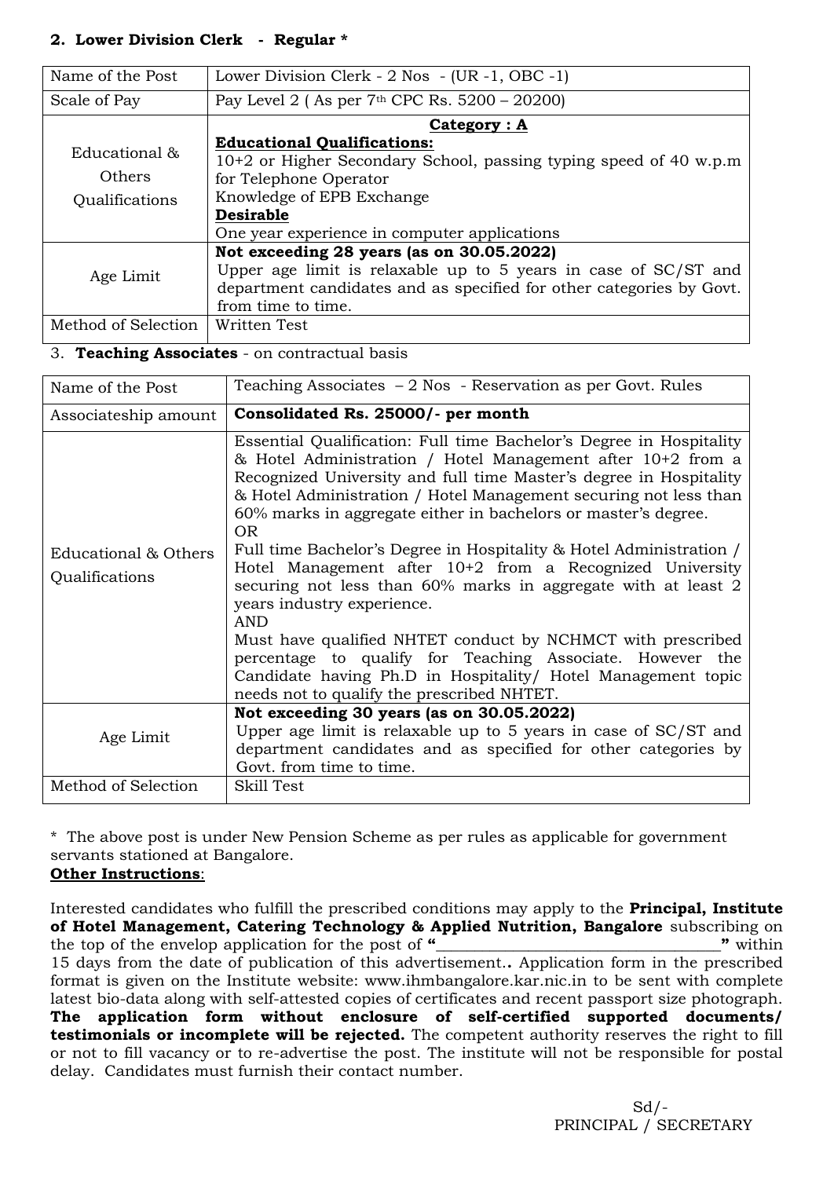**2. Lower Division Clerk - Regular ***

| | |
|---|---|
| Name of the Post | Lower Division Clerk - 2 Nos - (UR -1, OBC -1) |
| Scale of Pay | Pay Level 2 ( As per 7th CPC Rs. 5200 – 20200) |
| Educational & Others Qualifications | **Category : A**<br>**Educational Qualifications:**<br>10+2 or Higher Secondary School, passing typing speed of 40 w.p.m for Telephone Operator<br>Knowledge of EPB Exchange<br>**Desirable**<br>One year experience in computer applications |
| Age Limit | **Not exceeding 28 years (as on 30.05.2022)**<br>Upper age limit is relaxable up to 5 years in case of SC/ST and department candidates and as specified for other categories by Govt. from time to time. |
| Method of Selection | Written Test |

3. **Teaching Associates** - on contractual basis

| | |
|---|---|
| Name of the Post | Teaching Associates – 2 Nos - Reservation as per Govt. Rules |
| Associateship amount | **Consolidated Rs. 25000/- per month** |
| Educational & Others Qualifications | Essential Qualification: Full time Bachelor's Degree in Hospitality & Hotel Administration / Hotel Management after 10+2 from a Recognized University and full time Master's degree in Hospitality & Hotel Administration / Hotel Management securing not less than 60% marks in aggregate either in bachelors or master's degree.<br>OR<br>Full time Bachelor's Degree in Hospitality & Hotel Administration / Hotel Management after 10+2 from a Recognized University securing not less than 60% marks in aggregate with at least 2 years industry experience.<br>AND<br>Must have qualified NHTET conduct by NCHMCT with prescribed percentage to qualify for Teaching Associate. However the Candidate having Ph.D in Hospitality/ Hotel Management topic needs not to qualify the prescribed NHTET. |
| Age Limit | **Not exceeding 30 years (as on 30.05.2022)**<br>Upper age limit is relaxable up to 5 years in case of SC/ST and department candidates and as specified for other categories by Govt. from time to time. |
| Method of Selection | Skill Test |

* The above post is under New Pension Scheme as per rules as applicable for government servants stationed at Bangalore.

**Other Instructions**:

Interested candidates who fulfill the prescribed conditions may apply to the **Principal, Institute of Hotel Management, Catering Technology & Applied Nutrition, Bangalore** subscribing on the top of the envelop application for the post of **"\_\_\_\_\_\_\_\_\_\_\_\_\_\_\_\_\_\_\_\_\_\_\_\_\_\_\_\_\_\_\_\_\_\_"** within 15 days from the date of publication of this advertisement.**.** Application form in the prescribed format is given on the Institute website: www.ihmbangalore.kar.nic.in to be sent with complete latest bio-data along with self-attested copies of certificates and recent passport size photograph. **The application form without enclosure of self-certified supported documents/ testimonials or incomplete will be rejected.** The competent authority reserves the right to fill or not to fill vacancy or to re-advertise the post. The institute will not be responsible for postal delay. Candidates must furnish their contact number.

Sd/-
PRINCIPAL / SECRETARY